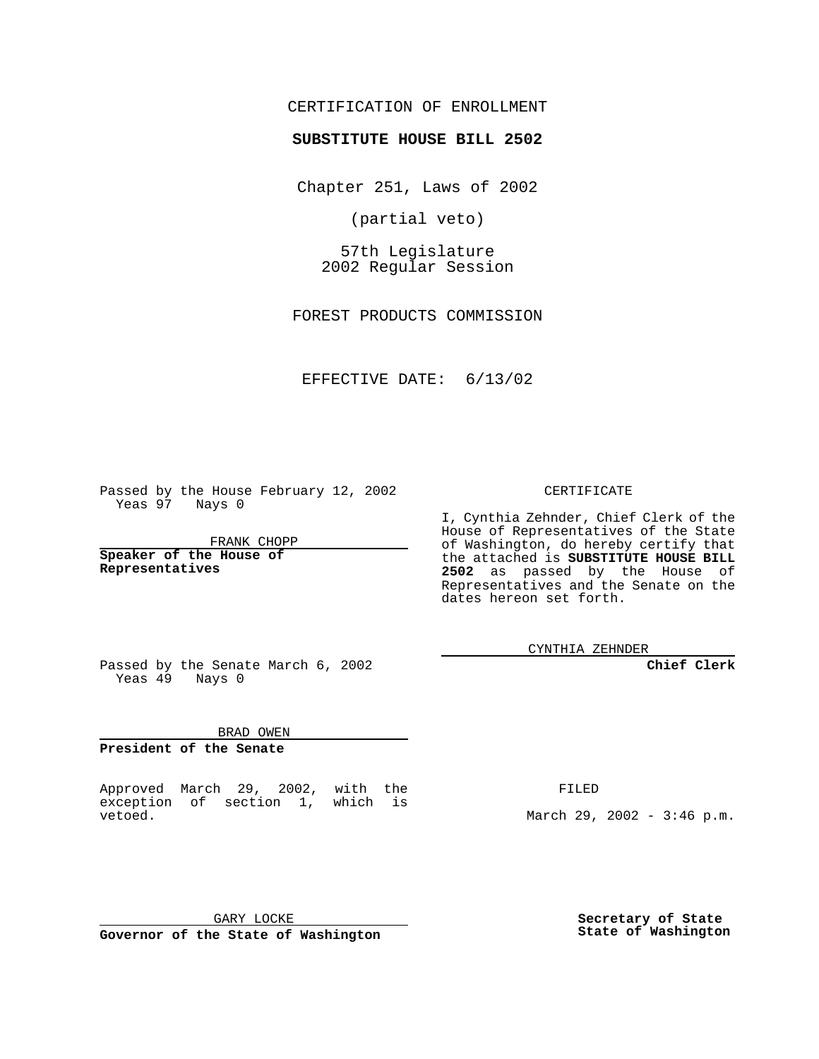CERTIFICATION OF ENROLLMENT

**SUBSTITUTE HOUSE BILL 2502**

Chapter 251, Laws of 2002

(partial veto)

57th Legislature
2002 Regular Session

FOREST PRODUCTS COMMISSION

EFFECTIVE DATE: 6/13/02

Passed by the House February 12, 2002
Yeas 97 Nays 0

FRANK CHOPP

**Speaker of the House of Representatives**

Passed by the Senate March 6, 2002
Yeas 49 Nays 0

BRAD OWEN

**President of the Senate**

CERTIFICATE

I, Cynthia Zehnder, Chief Clerk of the House of Representatives of the State of Washington, do hereby certify that the attached is **SUBSTITUTE HOUSE BILL 2502** as passed by the House of Representatives and the Senate on the dates hereon set forth.

CYNTHIA ZEHNDER

**Chief Clerk**

Approved March 29, 2002, with the exception of section 1, which is vetoed.

FILED

March 29, 2002 - 3:46 p.m.

GARY LOCKE

**Governor of the State of Washington**

**Secretary of State**
**State of Washington**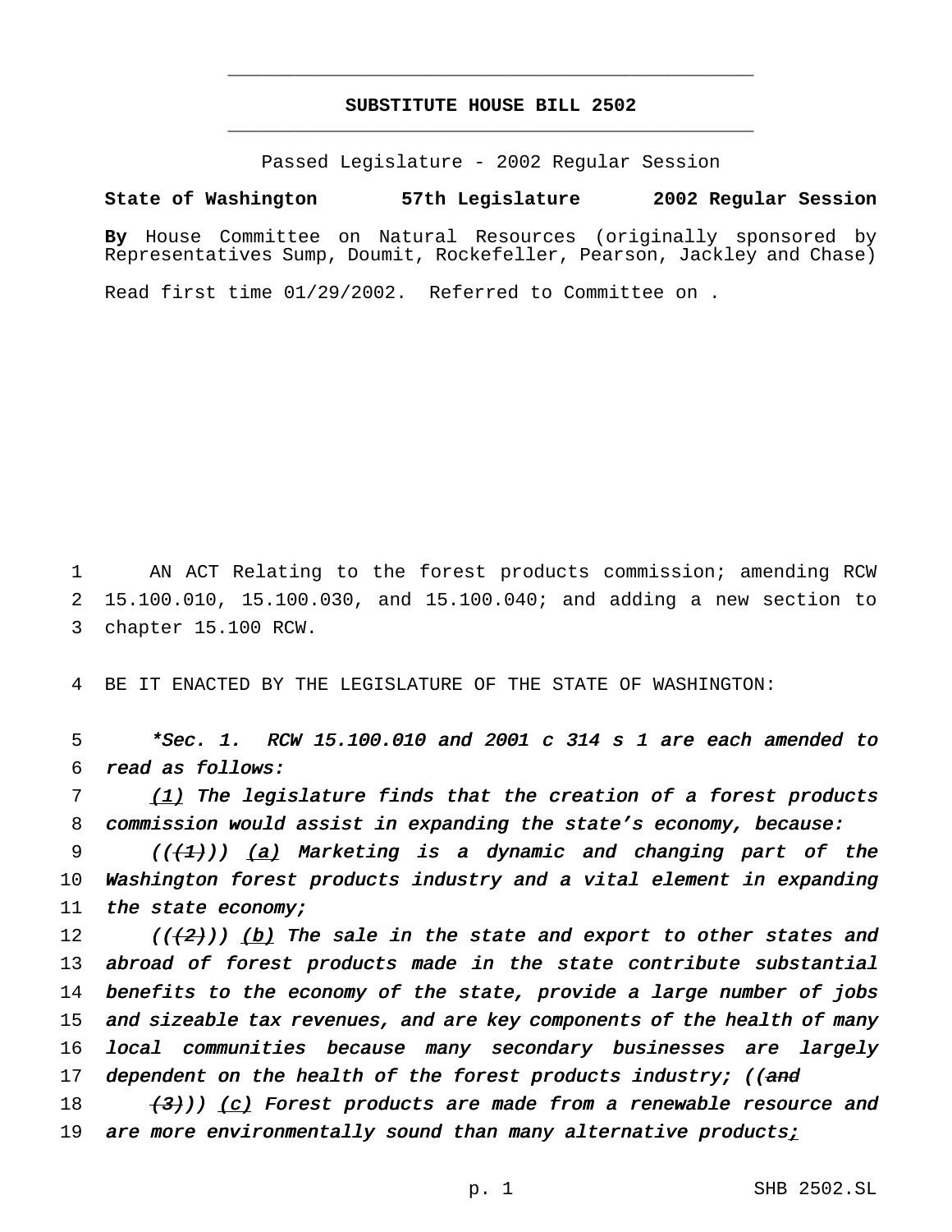# SUBSTITUTE HOUSE BILL 2502

Passed Legislature - 2002 Regular Session

**State of Washington 57th Legislature 2002 Regular Session**

**By** House Committee on Natural Resources (originally sponsored by Representatives Sump, Doumit, Rockefeller, Pearson, Jackley and Chase)

Read first time 01/29/2002. Referred to Committee on .

1 AN ACT Relating to the forest products commission; amending RCW
2 15.100.010, 15.100.030, and 15.100.040; and adding a new section to
3 chapter 15.100 RCW.

4 BE IT ENACTED BY THE LEGISLATURE OF THE STATE OF WASHINGTON:

5 *\*Sec. 1. RCW 15.100.010 and 2001 c 314 s 1 are each amended to*
6 *read as follows:*

7 *(1) The legislature finds that the creation of a forest products*
8 *commission would assist in expanding the state's economy, because:*

9 *(((1))) (a) Marketing is a dynamic and changing part of the*
10 *Washington forest products industry and a vital element in expanding*
11 *the state economy;*

12 *(((2))) (b) The sale in the state and export to other states and*
13 *abroad of forest products made in the state contribute substantial*
14 *benefits to the economy of the state, provide a large number of jobs*
15 *and sizeable tax revenues, and are key components of the health of many*
16 *local communities because many secondary businesses are largely*
17 *dependent on the health of the forest products industry; ((~~and~~*
18 *~~(3)~~)) (c) Forest products are made from a renewable resource and*
19 *are more environmentally sound than many alternative products;*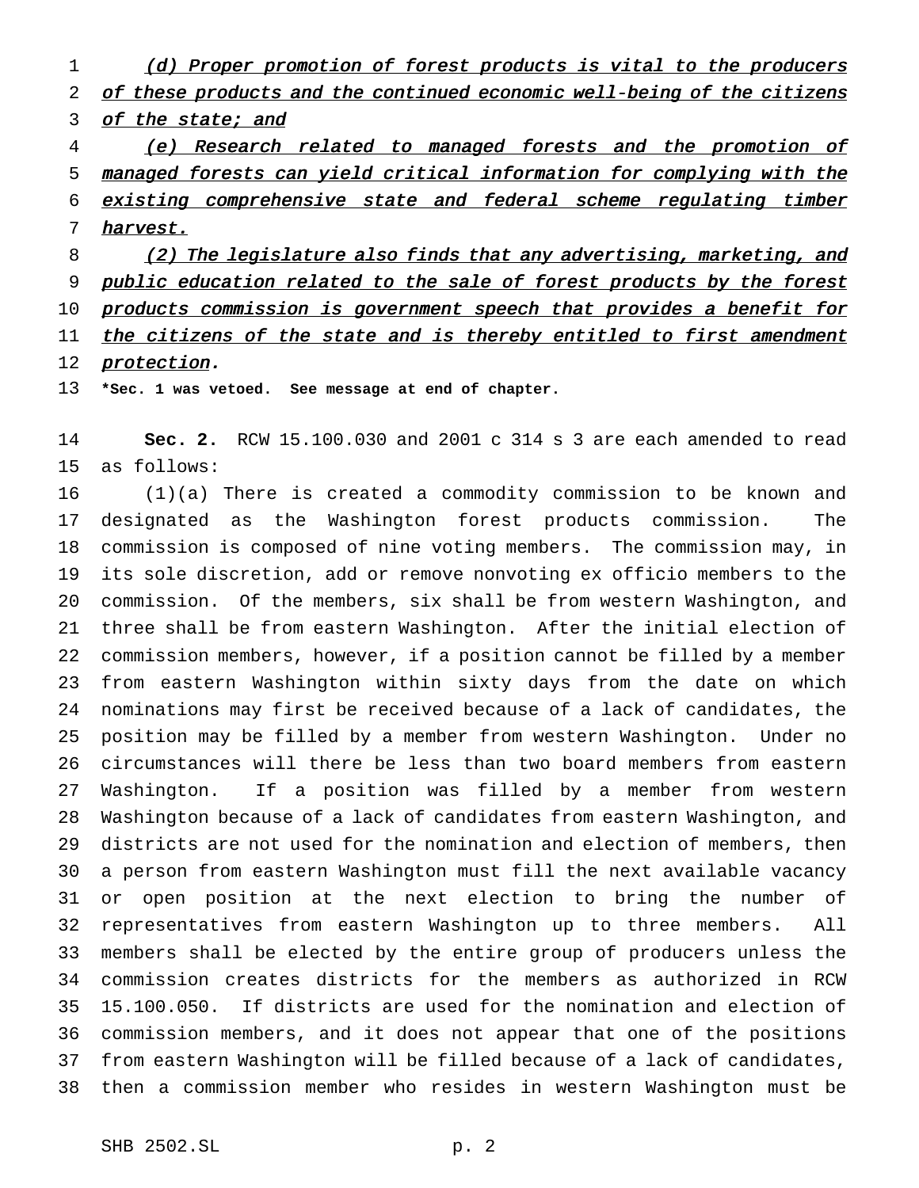<u>*(d) Proper promotion of forest products is vital to the producers of these products and the continued economic well-being of the citizens of the state; and*</u>

<u>*(e) Research related to managed forests and the promotion of managed forests can yield critical information for complying with the existing comprehensive state and federal scheme regulating timber harvest.*</u>

<u>*(2) The legislature also finds that any advertising, marketing, and public education related to the sale of forest products by the forest products commission is government speech that provides a benefit for the citizens of the state and is thereby entitled to first amendment protection.*</u>

**\*Sec. 1 was vetoed. See message at end of chapter.**

**Sec. 2.** RCW 15.100.030 and 2001 c 314 s 3 are each amended to read as follows:

(1)(a) There is created a commodity commission to be known and designated as the Washington forest products commission. The commission is composed of nine voting members. The commission may, in its sole discretion, add or remove nonvoting ex officio members to the commission. Of the members, six shall be from western Washington, and three shall be from eastern Washington. After the initial election of commission members, however, if a position cannot be filled by a member from eastern Washington within sixty days from the date on which nominations may first be received because of a lack of candidates, the position may be filled by a member from western Washington. Under no circumstances will there be less than two board members from eastern Washington. If a position was filled by a member from western Washington because of a lack of candidates from eastern Washington, and districts are not used for the nomination and election of members, then a person from eastern Washington must fill the next available vacancy or open position at the next election to bring the number of representatives from eastern Washington up to three members. All members shall be elected by the entire group of producers unless the commission creates districts for the members as authorized in RCW 15.100.050. If districts are used for the nomination and election of commission members, and it does not appear that one of the positions from eastern Washington will be filled because of a lack of candidates, then a commission member who resides in western Washington must be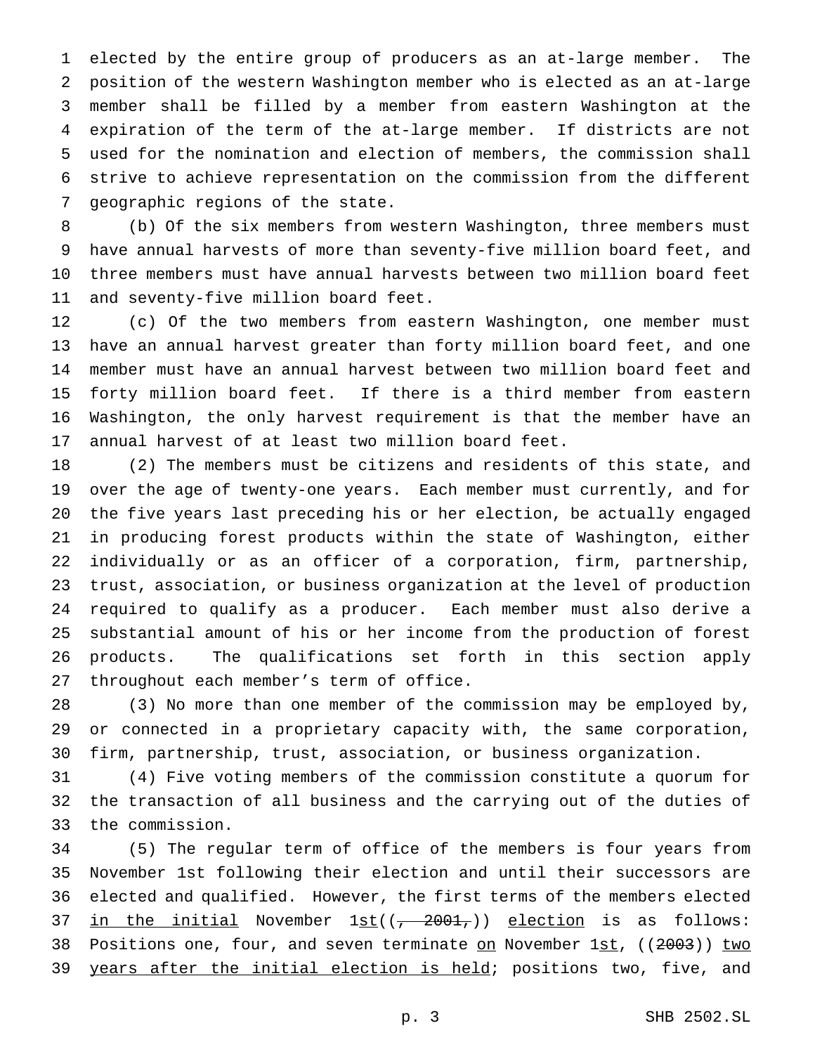elected by the entire group of producers as an at-large member. The position of the western Washington member who is elected as an at-large member shall be filled by a member from eastern Washington at the expiration of the term of the at-large member. If districts are not used for the nomination and election of members, the commission shall strive to achieve representation on the commission from the different geographic regions of the state.

(b) Of the six members from western Washington, three members must have annual harvests of more than seventy-five million board feet, and three members must have annual harvests between two million board feet and seventy-five million board feet.

(c) Of the two members from eastern Washington, one member must have an annual harvest greater than forty million board feet, and one member must have an annual harvest between two million board feet and forty million board feet. If there is a third member from eastern Washington, the only harvest requirement is that the member have an annual harvest of at least two million board feet.

(2) The members must be citizens and residents of this state, and over the age of twenty-one years. Each member must currently, and for the five years last preceding his or her election, be actually engaged in producing forest products within the state of Washington, either individually or as an officer of a corporation, firm, partnership, trust, association, or business organization at the level of production required to qualify as a producer. Each member must also derive a substantial amount of his or her income from the production of forest products. The qualifications set forth in this section apply throughout each member's term of office.

(3) No more than one member of the commission may be employed by, or connected in a proprietary capacity with, the same corporation, firm, partnership, trust, association, or business organization.

(4) Five voting members of the commission constitute a quorum for the transaction of all business and the carrying out of the duties of the commission.

(5) The regular term of office of the members is four years from November 1st following their election and until their successors are elected and qualified. However, the first terms of the members elected <u>in the initial</u> November 1<u>st</u>((~~, 2001,~~)) <u>election</u> is as follows: Positions one, four, and seven terminate <u>on</u> November 1<u>st</u>, ((~~2003~~)) <u>two years after the initial election is held</u>; positions two, five, and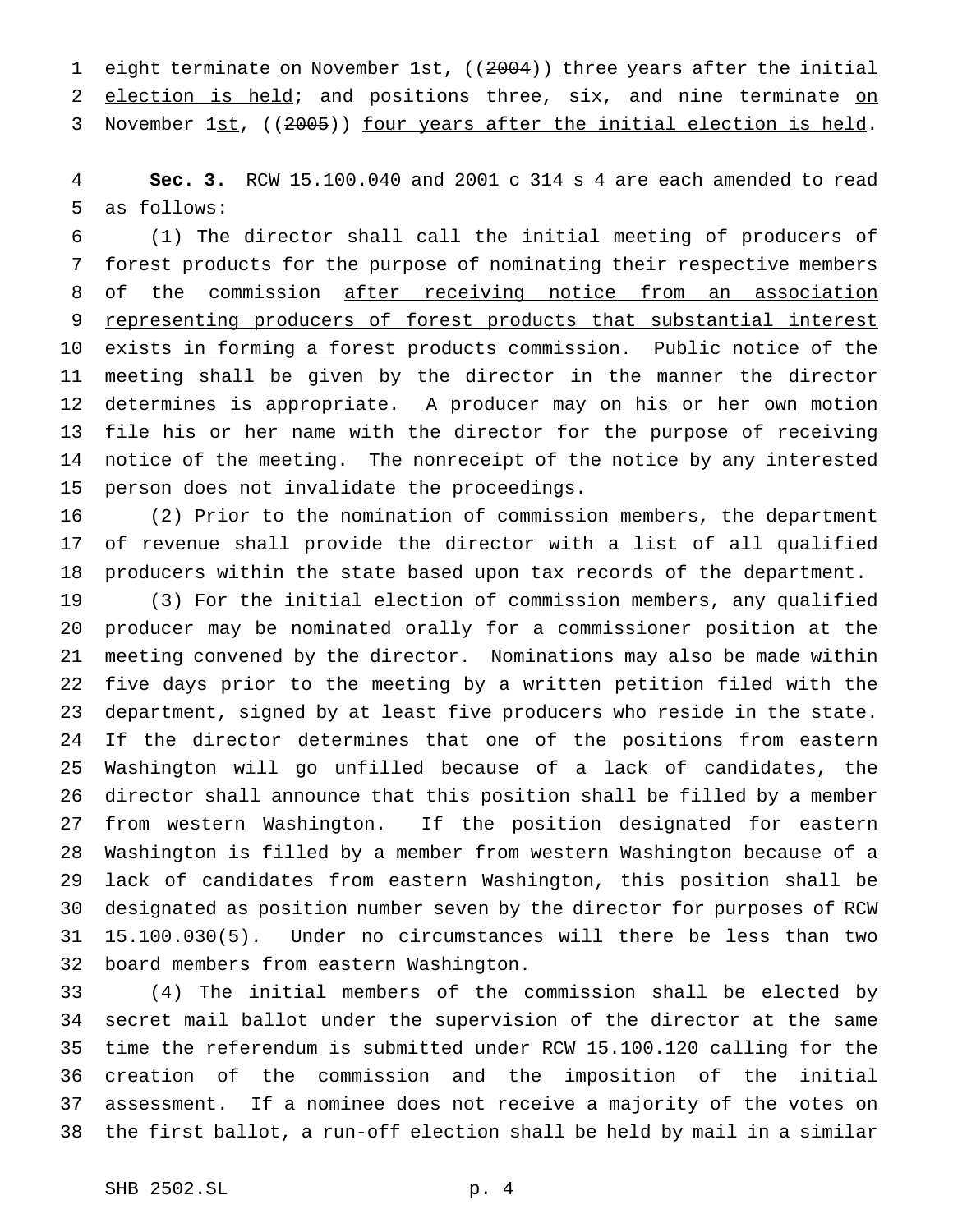eight terminate <u>on</u> November 1<u>st</u>, ((~~2004~~)) <u>three years after the initial election is held</u>; and positions three, six, and nine terminate <u>on</u> November 1<u>st</u>, ((~~2005~~)) <u>four years after the initial election is held</u>.

**Sec. 3.** RCW 15.100.040 and 2001 c 314 s 4 are each amended to read as follows:

(1) The director shall call the initial meeting of producers of forest products for the purpose of nominating their respective members of the commission <u>after receiving notice from an association representing producers of forest products that substantial interest exists in forming a forest products commission</u>. Public notice of the meeting shall be given by the director in the manner the director determines is appropriate. A producer may on his or her own motion file his or her name with the director for the purpose of receiving notice of the meeting. The nonreceipt of the notice by any interested person does not invalidate the proceedings.

(2) Prior to the nomination of commission members, the department of revenue shall provide the director with a list of all qualified producers within the state based upon tax records of the department.

(3) For the initial election of commission members, any qualified producer may be nominated orally for a commissioner position at the meeting convened by the director. Nominations may also be made within five days prior to the meeting by a written petition filed with the department, signed by at least five producers who reside in the state. If the director determines that one of the positions from eastern Washington will go unfilled because of a lack of candidates, the director shall announce that this position shall be filled by a member from western Washington. If the position designated for eastern Washington is filled by a member from western Washington because of a lack of candidates from eastern Washington, this position shall be designated as position number seven by the director for purposes of RCW 15.100.030(5). Under no circumstances will there be less than two board members from eastern Washington.

(4) The initial members of the commission shall be elected by secret mail ballot under the supervision of the director at the same time the referendum is submitted under RCW 15.100.120 calling for the creation of the commission and the imposition of the initial assessment. If a nominee does not receive a majority of the votes on the first ballot, a run-off election shall be held by mail in a similar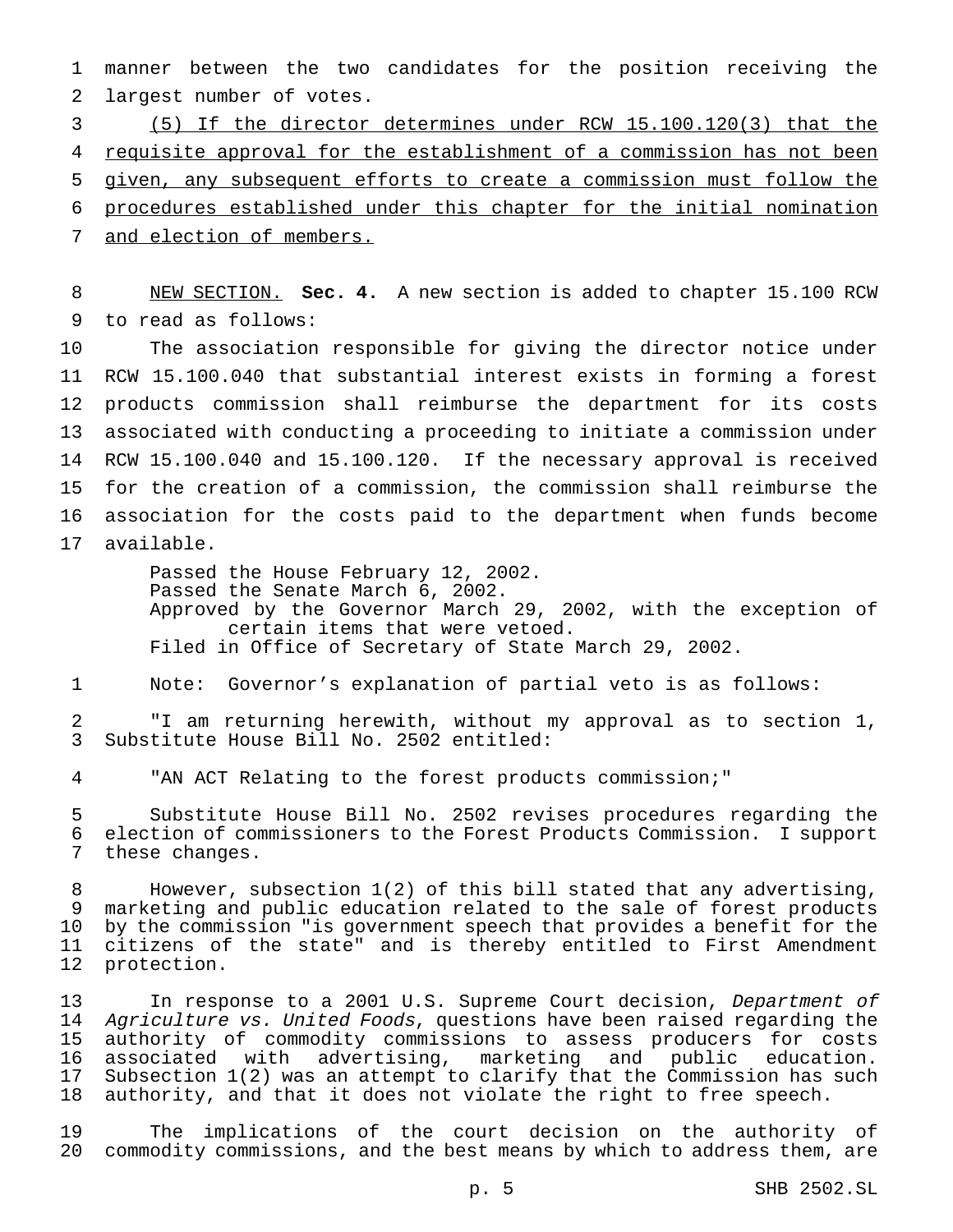manner between the two candidates for the position receiving the largest number of votes.

<u>(5) If the director determines under RCW 15.100.120(3) that the requisite approval for the establishment of a commission has not been given, any subsequent efforts to create a commission must follow the procedures established under this chapter for the initial nomination and election of members.</u>

<u>NEW SECTION.</u> **Sec. 4.** A new section is added to chapter 15.100 RCW to read as follows:

The association responsible for giving the director notice under RCW 15.100.040 that substantial interest exists in forming a forest products commission shall reimburse the department for its costs associated with conducting a proceeding to initiate a commission under RCW 15.100.040 and 15.100.120. If the necessary approval is received for the creation of a commission, the commission shall reimburse the association for the costs paid to the department when funds become available.

Passed the House February 12, 2002.
Passed the Senate March 6, 2002.
Approved by the Governor March 29, 2002, with the exception of certain items that were vetoed.
Filed in Office of Secretary of State March 29, 2002.

Note: Governor's explanation of partial veto is as follows:

"I am returning herewith, without my approval as to section 1, Substitute House Bill No. 2502 entitled:

"AN ACT Relating to the forest products commission;"

Substitute House Bill No. 2502 revises procedures regarding the election of commissioners to the Forest Products Commission. I support these changes.

However, subsection 1(2) of this bill stated that any advertising, marketing and public education related to the sale of forest products by the commission "is government speech that provides a benefit for the citizens of the state" and is thereby entitled to First Amendment protection.

In response to a 2001 U.S. Supreme Court decision, *Department of Agriculture vs. United Foods*, questions have been raised regarding the authority of commodity commissions to assess producers for costs associated with advertising, marketing and public education. Subsection 1(2) was an attempt to clarify that the Commission has such authority, and that it does not violate the right to free speech.

The implications of the court decision on the authority of commodity commissions, and the best means by which to address them, are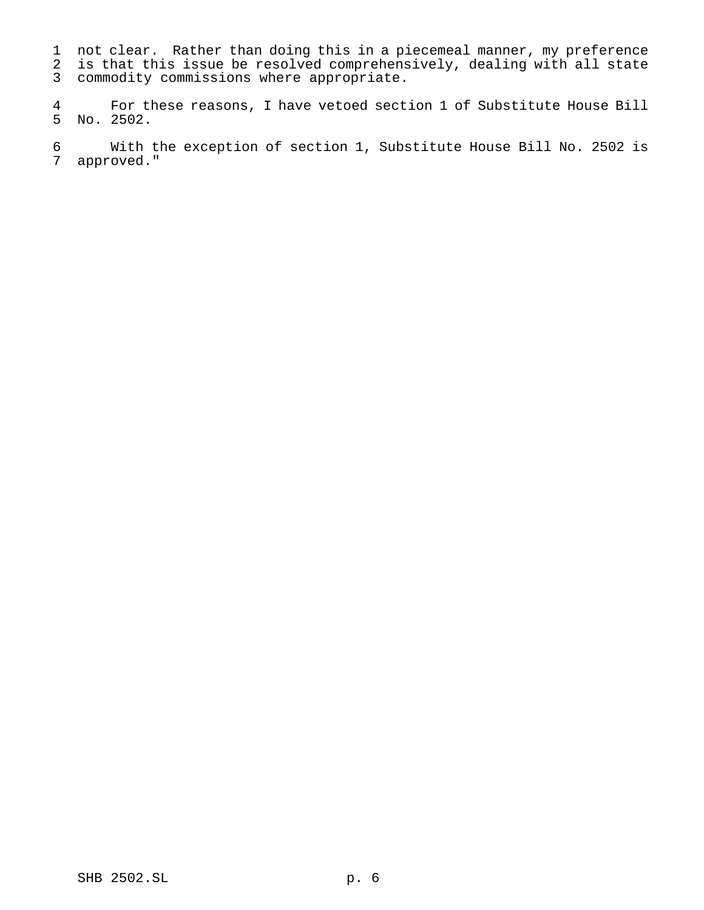not clear. Rather than doing this in a piecemeal manner, my preference is that this issue be resolved comprehensively, dealing with all state commodity commissions where appropriate.

For these reasons, I have vetoed section 1 of Substitute House Bill No. 2502.

With the exception of section 1, Substitute House Bill No. 2502 is approved."